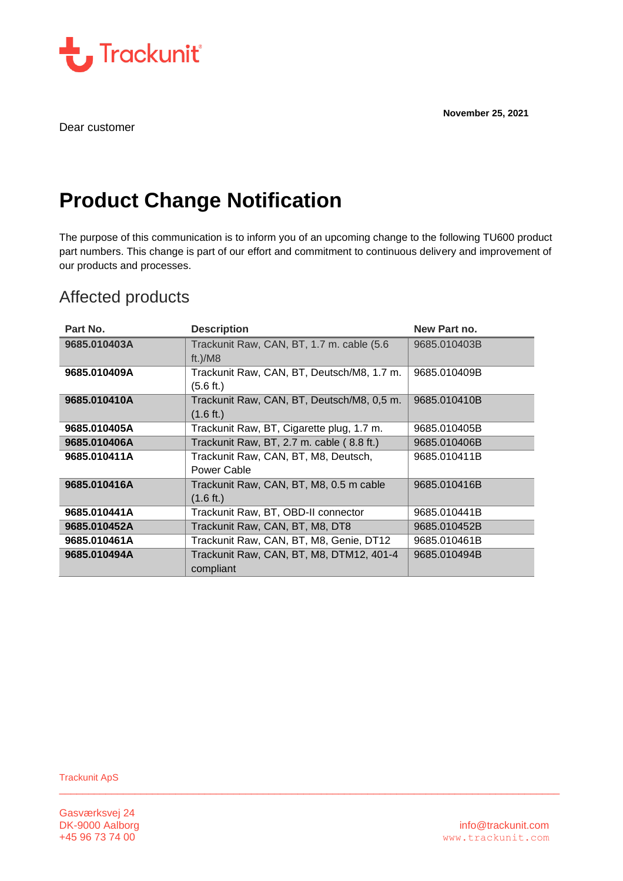Trackunit

November 25, 2021

Dear customer

# Product Change Notification

The purpose of this communication is to inform you of an upcoming change to the following TU600 product part numbers. This change is part of our effort and commitment to continuous delivery and improvement of our products and processes.

## Affected products

| Part No. | Description | New Part no. |
|---|---|---|
| **9685.010403A** | Trackunit Raw, CAN, BT, 1.7 m. cable (5.6 ft.)/M8 | 9685.010403B |
| **9685.010409A** | Trackunit Raw, CAN, BT, Deutsch/M8, 1.7 m. (5.6 ft.) | 9685.010409B |
| **9685.010410A** | Trackunit Raw, CAN, BT, Deutsch/M8, 0,5 m. (1.6 ft.) | 9685.010410B |
| **9685.010405A** | Trackunit Raw, BT, Cigarette plug, 1.7 m. | 9685.010405B |
| **9685.010406A** | Trackunit Raw, BT, 2.7 m. cable ( 8.8 ft.) | 9685.010406B |
| **9685.010411A** | Trackunit Raw, CAN, BT, M8, Deutsch, Power Cable | 9685.010411B |
| **9685.010416A** | Trackunit Raw, CAN, BT, M8, 0.5 m cable (1.6 ft.) | 9685.010416B |
| **9685.010441A** | Trackunit Raw, BT, OBD-II connector | 9685.010441B |
| **9685.010452A** | Trackunit Raw, CAN, BT, M8, DT8 | 9685.010452B |
| **9685.010461A** | Trackunit Raw, CAN, BT, M8, Genie, DT12 | 9685.010461B |
| **9685.010494A** | Trackunit Raw, CAN, BT, M8, DTM12, 401-4 compliant | 9685.010494B |

Trackunit ApS

Gasværksvej 24
DK-9000 Aalborg
+45 96 73 74 00

info@trackunit.com
www.trackunit.com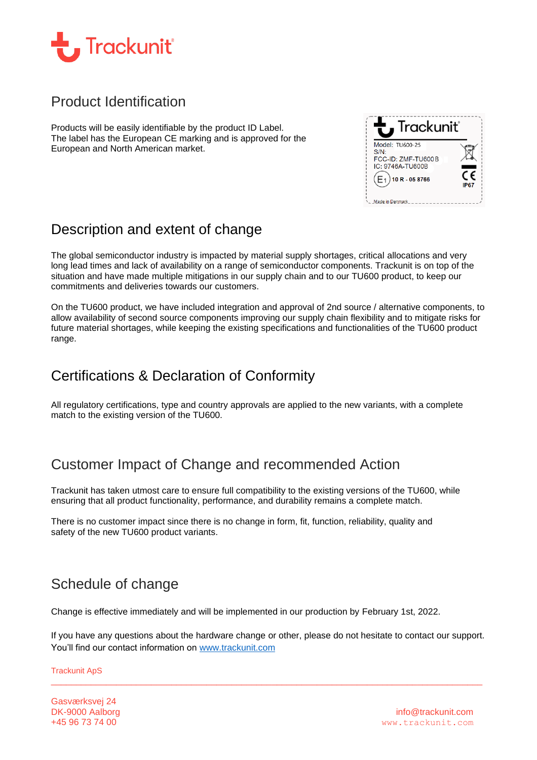# Product Identification

Products will be easily identifiable by the product ID Label.
The label has the European CE marking and is approved for the European and North American market.

Model: TU600-25
S/N:
FCC-ID: ZMF-TU600B
IC: 9746A-TU600B
E1 10 R - 05 8766
IP67
Made in Denmark

# Description and extent of change

The global semiconductor industry is impacted by material supply shortages, critical allocations and very long lead times and lack of availability on a range of semiconductor components. Trackunit is on top of the situation and have made multiple mitigations in our supply chain and to our TU600 product, to keep our commitments and deliveries towards our customers.

On the TU600 product, we have included integration and approval of 2nd source / alternative components, to allow availability of second source components improving our supply chain flexibility and to mitigate risks for future material shortages, while keeping the existing specifications and functionalities of the TU600 product range.

# Certifications & Declaration of Conformity

All regulatory certifications, type and country approvals are applied to the new variants, with a complete match to the existing version of the TU600.

# Customer Impact of Change and recommended Action

Trackunit has taken utmost care to ensure full compatibility to the existing versions of the TU600, while ensuring that all product functionality, performance, and durability remains a complete match.

There is no customer impact since there is no change in form, fit, function, reliability, quality and safety of the new TU600 product variants.

# Schedule of change

Change is effective immediately and will be implemented in our production by February 1st, 2022.

If you have any questions about the hardware change or other, please do not hesitate to contact our support. You'll find our contact information on [www.trackunit.com](http://www.trackunit.com)

Trackunit ApS

Gasværksvej 24
DK-9000 Aalborg
+45 96 73 74 00

info@trackunit.com
www.trackunit.com